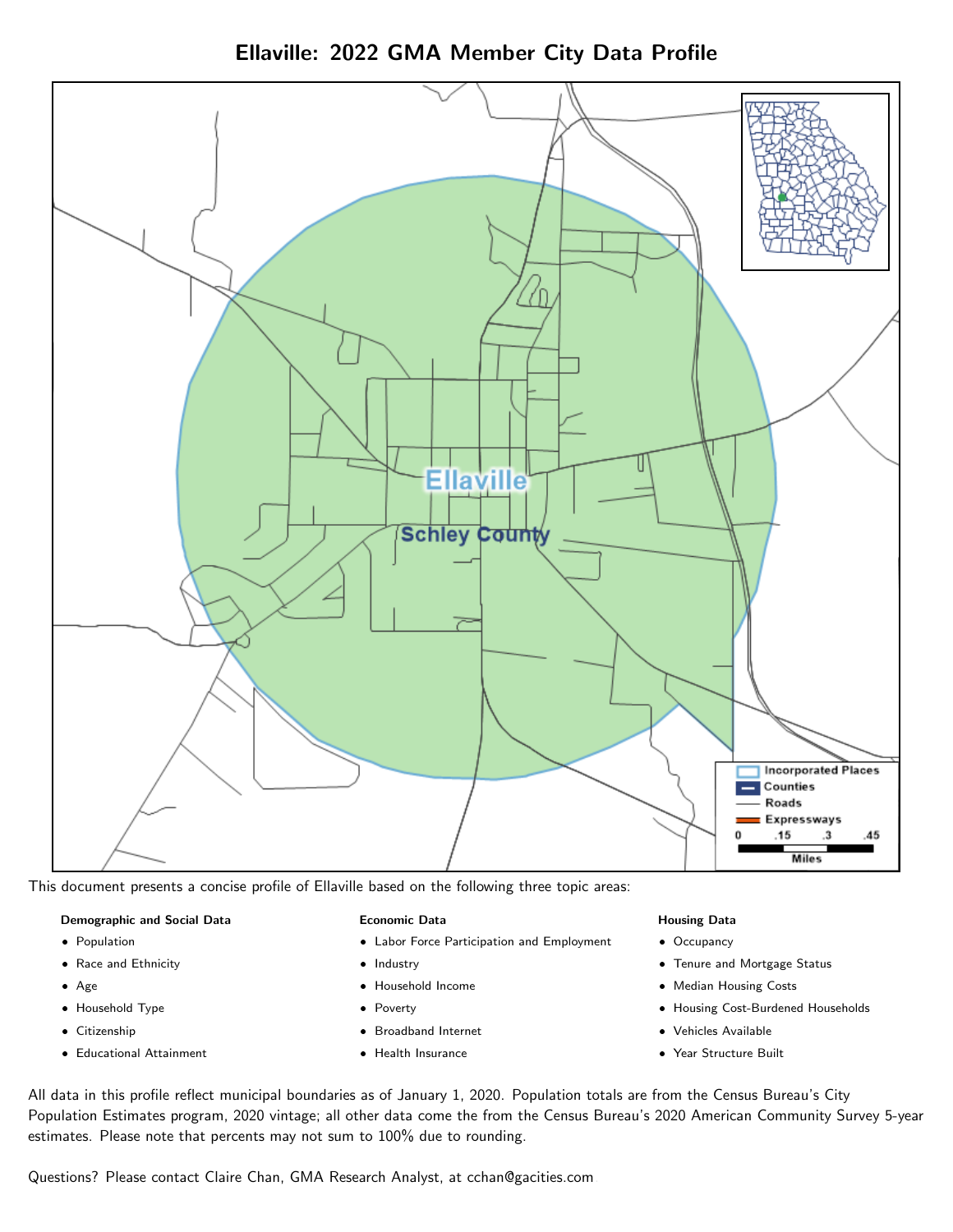# Ellaville: 2022 GMA Member City Data Profile

Ellaville

Schley County

Incorporated Places
Counties
Roads
Expressways

0 .15 .3 .45
Miles

This document presents a concise profile of Ellaville based on the following three topic areas:

**Demographic and Social Data**

- Population
- Race and Ethnicity
- Age
- Household Type
- Citizenship
- Educational Attainment

**Economic Data**

- Labor Force Participation and Employment
- Industry
- Household Income
- Poverty
- Broadband Internet
- Health Insurance

**Housing Data**

- Occupancy
- Tenure and Mortgage Status
- Median Housing Costs
- Housing Cost-Burdened Households
- Vehicles Available
- Year Structure Built

All data in this profile reflect municipal boundaries as of January 1, 2020. Population totals are from the Census Bureau's City Population Estimates program, 2020 vintage; all other data come the from the Census Bureau's 2020 American Community Survey 5-year estimates. Please note that percents may not sum to 100% due to rounding.

Questions? Please contact Claire Chan, GMA Research Analyst, at cchan@gacities.com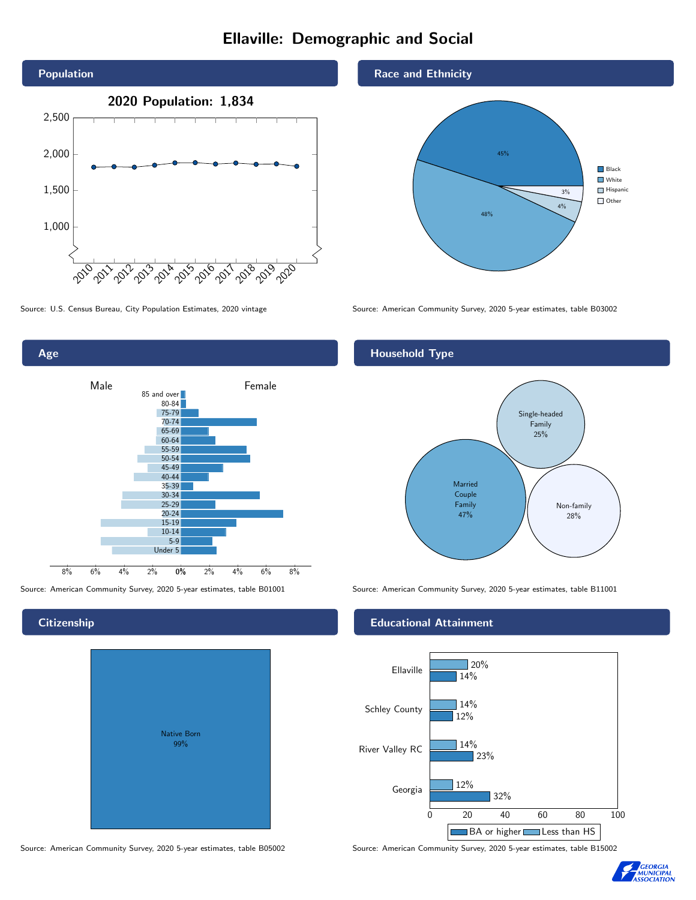# Ellaville: Demographic and Social

## Population

**2020 Population: 1,834**

Source: U.S. Census Bureau, City Population Estimates, 2020 vintage

## Race and Ethnicity

| Group | Percent |
|---|---|
| Black | 45% |
| White | 48% |
| Hispanic | 4% |
| Other | 3% |

Source: American Community Survey, 2020 5-year estimates, table B03002

## Age

Male / Female

85 and over, 80-84, 75-79, 70-74, 65-69, 60-64, 55-59, 50-54, 45-49, 40-44, 35-39, 30-34, 25-29, 20-24, 15-19, 10-14, 5-9, Under 5

Source: American Community Survey, 2020 5-year estimates, table B01001

## Household Type

| Household Type | Percent |
|---|---|
| Married Couple Family | 47% |
| Single-headed Family | 25% |
| Non-family | 28% |

Source: American Community Survey, 2020 5-year estimates, table B11001

## Citizenship

Native Born 99%

Source: American Community Survey, 2020 5-year estimates, table B05002

## Educational Attainment

| Area | Less than HS | BA or higher |
|---|---|---|
| Ellaville | 20% | 14% |
| Schley County | 14% | 12% |
| River Valley RC | 14% | 23% |
| Georgia | 12% | 32% |

Source: American Community Survey, 2020 5-year estimates, table B15002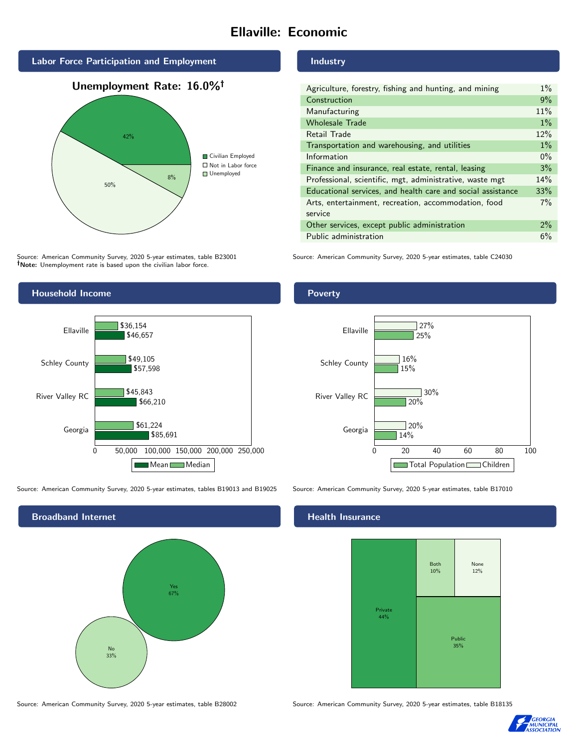# Ellaville: Economic

## Labor Force Participation and Employment

**Unemployment Rate: 16.0%†**

| Category | Percent |
|---|---|
| Civilian Employed | 42% |
| Not in Labor force | 50% |
| Unemployed | 8% |

Source: American Community Survey, 2020 5-year estimates, table B23001
**†Note:** Unemployment rate is based upon the civilian labor force.

## Industry

| Industry | Percent |
|---|---|
| Agriculture, forestry, fishing and hunting, and mining | 1% |
| Construction | 9% |
| Manufacturing | 11% |
| Wholesale Trade | 1% |
| Retail Trade | 12% |
| Transportation and warehousing, and utilities | 1% |
| Information | 0% |
| Finance and insurance, real estate, rental, leasing | 3% |
| Professional, scientific, mgt, administrative, waste mgt | 14% |
| Educational services, and health care and social assistance | 33% |
| Arts, entertainment, recreation, accommodation, food service | 7% |
| Other services, except public administration | 2% |
| Public administration | 6% |

Source: American Community Survey, 2020 5-year estimates, table C24030

## Household Income

| | Median | Mean |
|---|---|---|
| Ellaville | $36,154 | $46,657 |
| Schley County | $49,105 | $57,598 |
| River Valley RC | $45,843 | $66,210 |
| Georgia | $61,224 | $85,691 |

Source: American Community Survey, 2020 5-year estimates, tables B19013 and B19025

## Poverty

| | Children | Total Population |
|---|---|---|
| Ellaville | 27% | 25% |
| Schley County | 16% | 15% |
| River Valley RC | 30% | 20% |
| Georgia | 20% | 14% |

Source: American Community Survey, 2020 5-year estimates, table B17010

## Broadband Internet

| Response | Percent |
|---|---|
| Yes | 67% |
| No | 33% |

Source: American Community Survey, 2020 5-year estimates, table B28002

## Health Insurance

| Type | Percent |
|---|---|
| Private | 44% |
| Public | 35% |
| Both | 10% |
| None | 12% |

Source: American Community Survey, 2020 5-year estimates, table B18135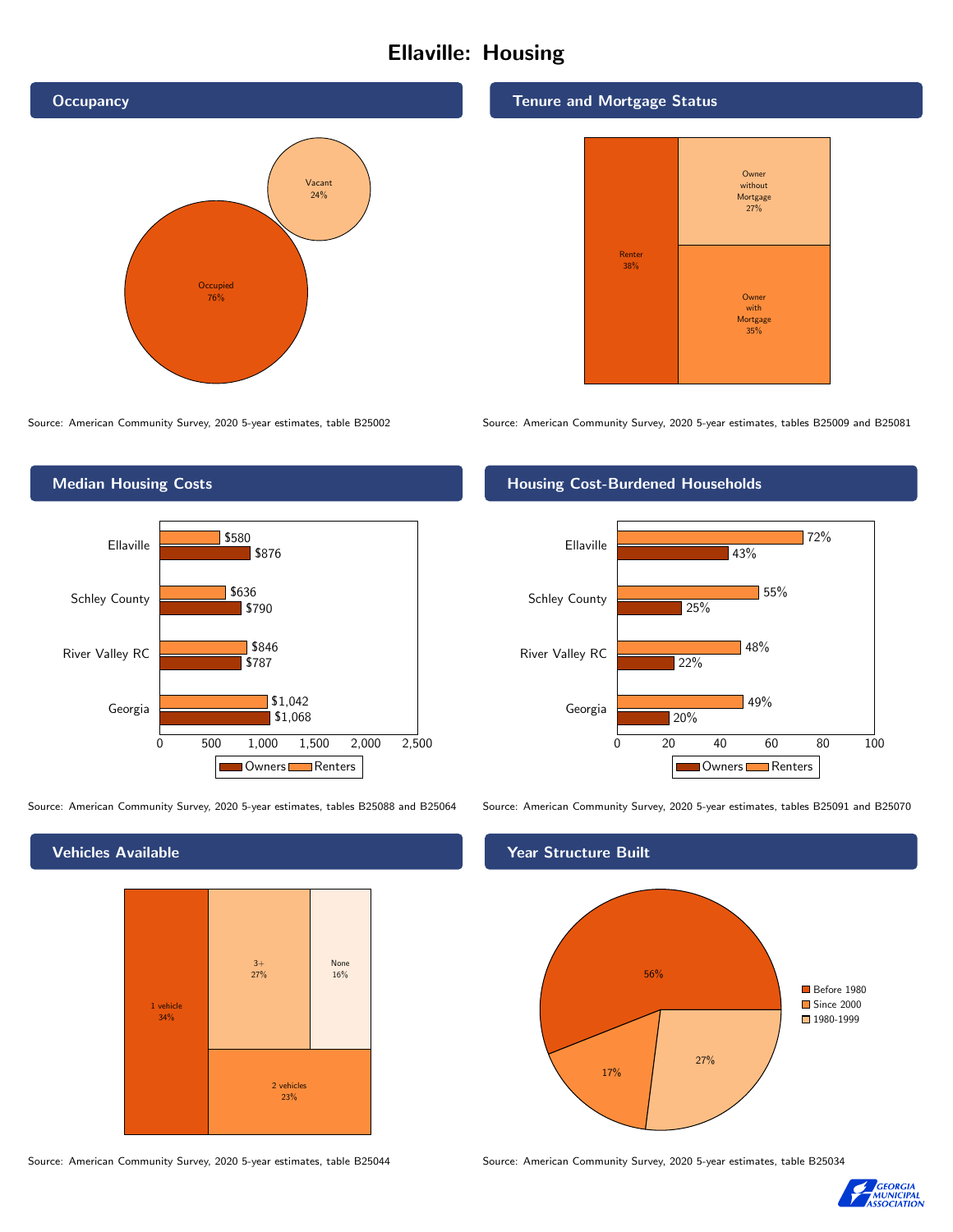# Ellaville: Housing

## Occupancy

Vacant
24%

Occupied
76%

Source: American Community Survey, 2020 5-year estimates, table B25002

## Tenure and Mortgage Status

Renter
38%

Owner
without
Mortgage
27%

Owner
with
Mortgage
35%

Source: American Community Survey, 2020 5-year estimates, tables B25009 and B25081

## Median Housing Costs

Ellaville
$580
$876

Schley County
$636
$790

River Valley RC
$846
$787

Georgia
$1,042
$1,068

0 500 1,000 1,500 2,000 2,500

Owners Renters

Source: American Community Survey, 2020 5-year estimates, tables B25088 and B25064

## Housing Cost-Burdened Households

Ellaville
72%
43%

Schley County
55%
25%

River Valley RC
48%
22%

Georgia
49%
20%

0 20 40 60 80 100

Owners Renters

Source: American Community Survey, 2020 5-year estimates, tables B25091 and B25070

## Vehicles Available

1 vehicle
34%

3+
27%

None
16%

2 vehicles
23%

Source: American Community Survey, 2020 5-year estimates, table B25044

## Year Structure Built

56%

17%

27%

Before 1980
Since 2000
1980-1999

Source: American Community Survey, 2020 5-year estimates, table B25034

GEORGIA MUNICIPAL ASSOCIATION